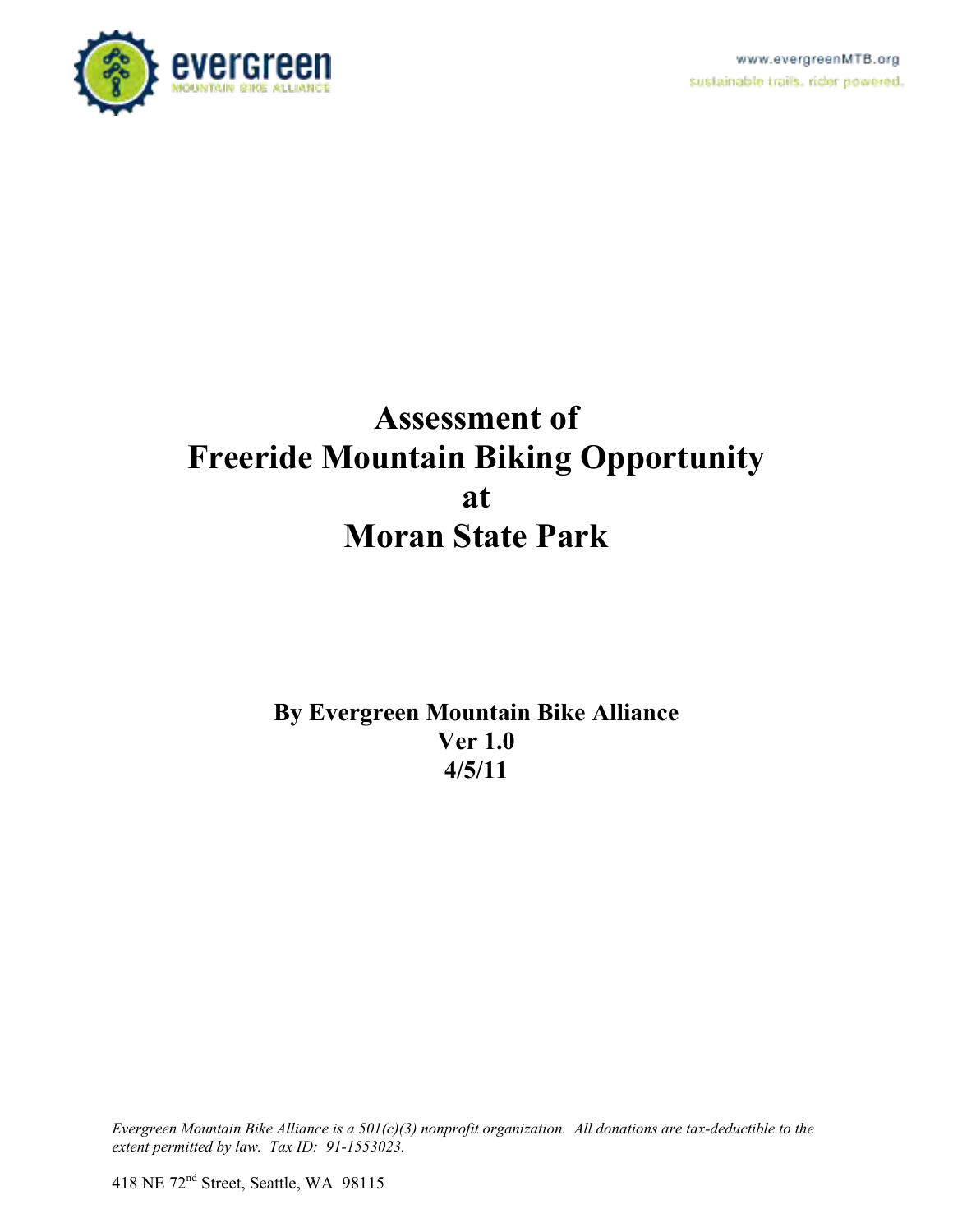www.evergreenMTB.org
sustainable trails. rider powered.

# Assessment of Freeride Mountain Biking Opportunity at Moran State Park

**By Evergreen Mountain Bike Alliance**
**Ver 1.0**
**4/5/11**

*Evergreen Mountain Bike Alliance is a 501(c)(3) nonprofit organization. All donations are tax-deductible to the extent permitted by law. Tax ID: 91-1553023.*

418 NE 72nd Street, Seattle, WA 98115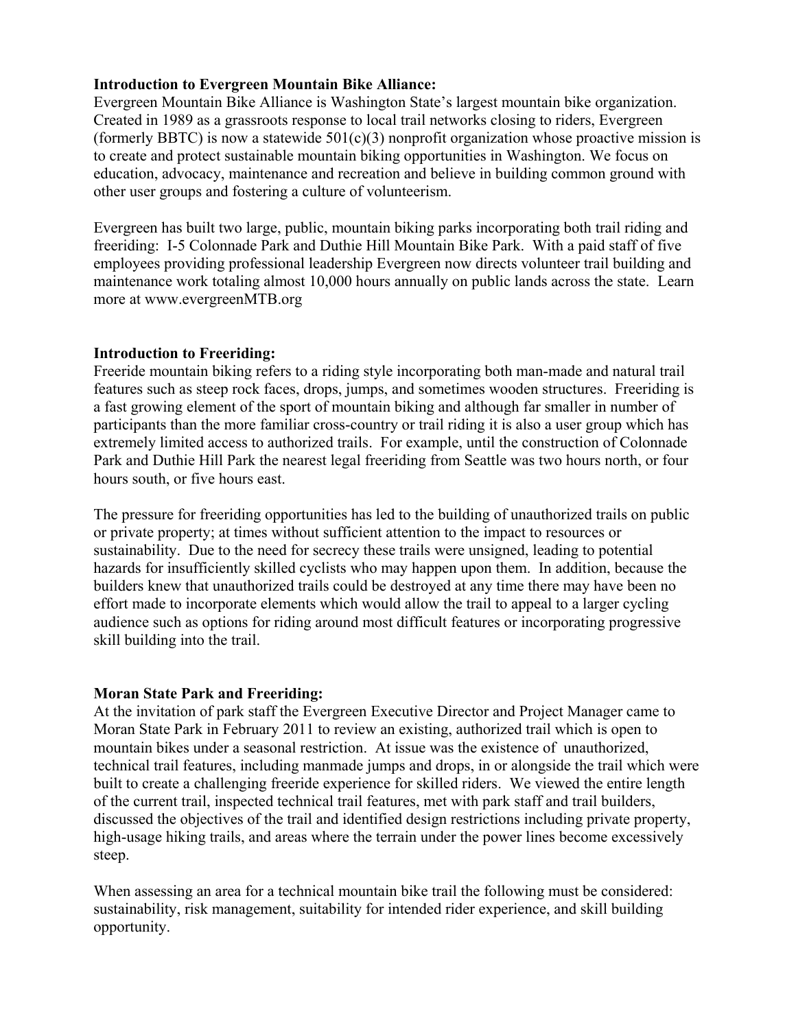**Introduction to Evergreen Mountain Bike Alliance:**
Evergreen Mountain Bike Alliance is Washington State's largest mountain bike organization. Created in 1989 as a grassroots response to local trail networks closing to riders, Evergreen (formerly BBTC) is now a statewide 501(c)(3) nonprofit organization whose proactive mission is to create and protect sustainable mountain biking opportunities in Washington. We focus on education, advocacy, maintenance and recreation and believe in building common ground with other user groups and fostering a culture of volunteerism.

Evergreen has built two large, public, mountain biking parks incorporating both trail riding and freeriding: I-5 Colonnade Park and Duthie Hill Mountain Bike Park. With a paid staff of five employees providing professional leadership Evergreen now directs volunteer trail building and maintenance work totaling almost 10,000 hours annually on public lands across the state. Learn more at www.evergreenMTB.org

**Introduction to Freeriding:**
Freeride mountain biking refers to a riding style incorporating both man-made and natural trail features such as steep rock faces, drops, jumps, and sometimes wooden structures. Freeriding is a fast growing element of the sport of mountain biking and although far smaller in number of participants than the more familiar cross-country or trail riding it is also a user group which has extremely limited access to authorized trails. For example, until the construction of Colonnade Park and Duthie Hill Park the nearest legal freeriding from Seattle was two hours north, or four hours south, or five hours east.

The pressure for freeriding opportunities has led to the building of unauthorized trails on public or private property; at times without sufficient attention to the impact to resources or sustainability. Due to the need for secrecy these trails were unsigned, leading to potential hazards for insufficiently skilled cyclists who may happen upon them. In addition, because the builders knew that unauthorized trails could be destroyed at any time there may have been no effort made to incorporate elements which would allow the trail to appeal to a larger cycling audience such as options for riding around most difficult features or incorporating progressive skill building into the trail.

**Moran State Park and Freeriding:**
At the invitation of park staff the Evergreen Executive Director and Project Manager came to Moran State Park in February 2011 to review an existing, authorized trail which is open to mountain bikes under a seasonal restriction. At issue was the existence of unauthorized, technical trail features, including manmade jumps and drops, in or alongside the trail which were built to create a challenging freeride experience for skilled riders. We viewed the entire length of the current trail, inspected technical trail features, met with park staff and trail builders, discussed the objectives of the trail and identified design restrictions including private property, high-usage hiking trails, and areas where the terrain under the power lines become excessively steep.

When assessing an area for a technical mountain bike trail the following must be considered: sustainability, risk management, suitability for intended rider experience, and skill building opportunity.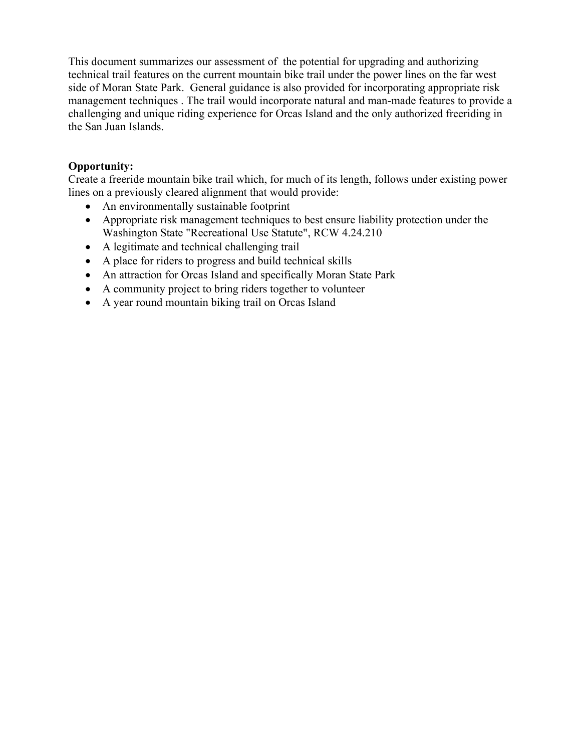This document summarizes our assessment of the potential for upgrading and authorizing technical trail features on the current mountain bike trail under the power lines on the far west side of Moran State Park. General guidance is also provided for incorporating appropriate risk management techniques . The trail would incorporate natural and man-made features to provide a challenging and unique riding experience for Orcas Island and the only authorized freeriding in the San Juan Islands.

**Opportunity:**
Create a freeride mountain bike trail which, for much of its length, follows under existing power lines on a previously cleared alignment that would provide:

- An environmentally sustainable footprint
- Appropriate risk management techniques to best ensure liability protection under the Washington State "Recreational Use Statute", RCW 4.24.210
- A legitimate and technical challenging trail
- A place for riders to progress and build technical skills
- An attraction for Orcas Island and specifically Moran State Park
- A community project to bring riders together to volunteer
- A year round mountain biking trail on Orcas Island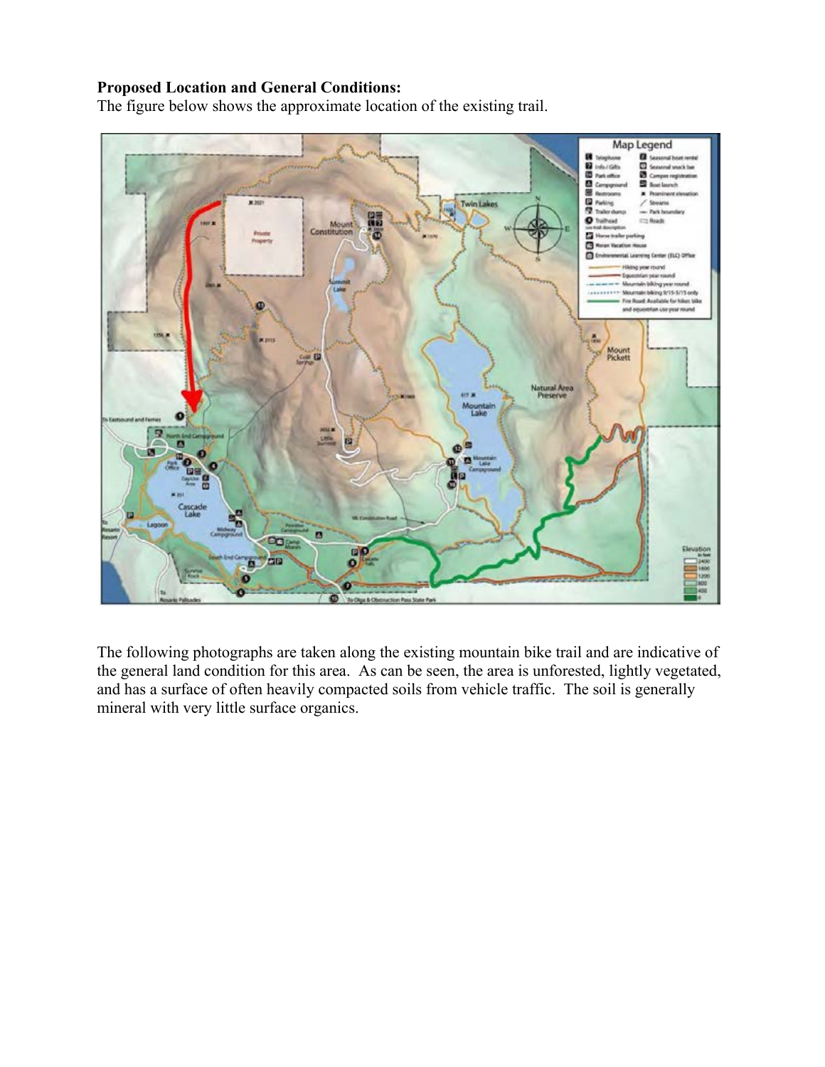**Proposed Location and General Conditions:**
The figure below shows the approximate location of the existing trail.

The following photographs are taken along the existing mountain bike trail and are indicative of the general land condition for this area. As can be seen, the area is unforested, lightly vegetated, and has a surface of often heavily compacted soils from vehicle traffic. The soil is generally mineral with very little surface organics.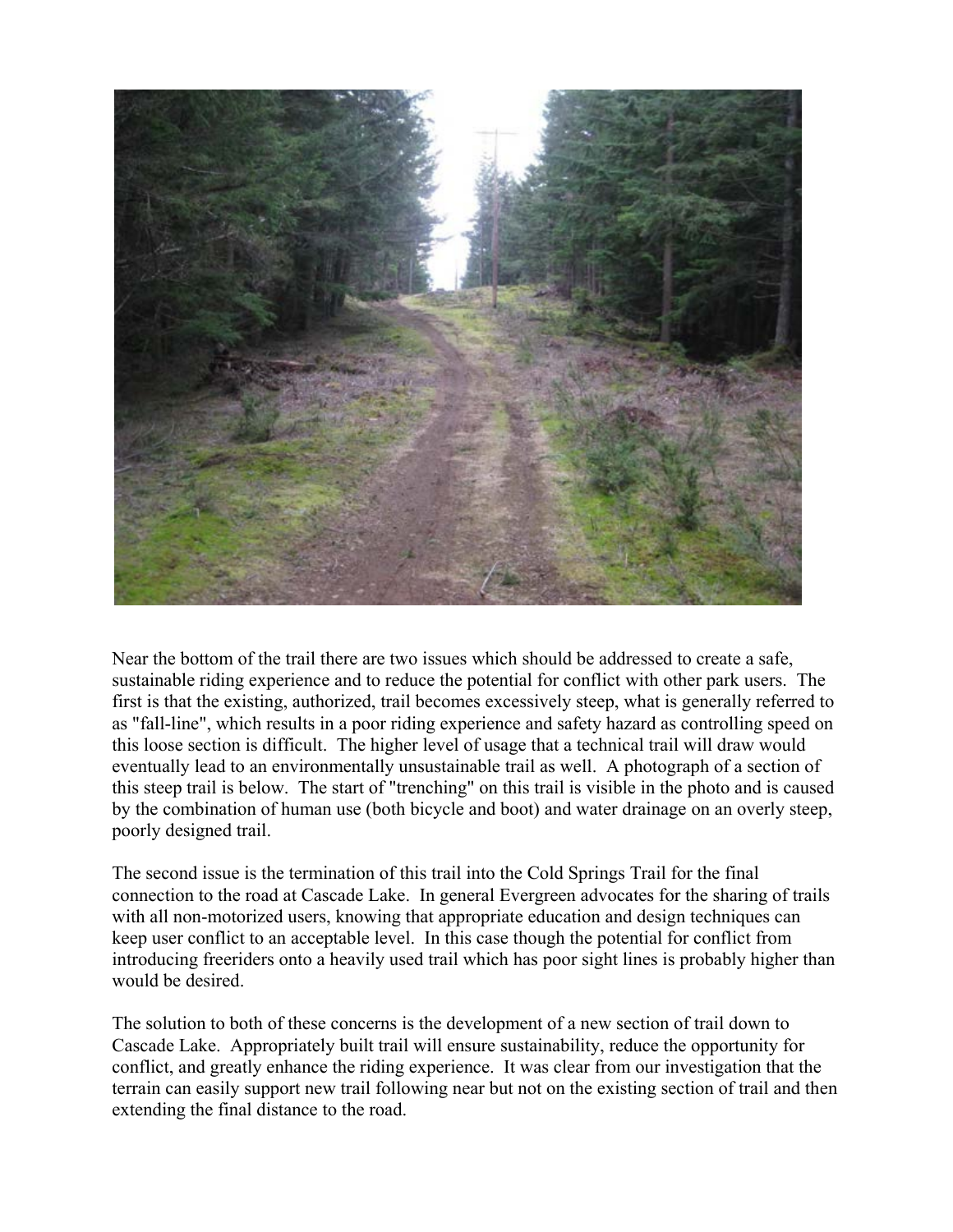Near the bottom of the trail there are two issues which should be addressed to create a safe, sustainable riding experience and to reduce the potential for conflict with other park users. The first is that the existing, authorized, trail becomes excessively steep, what is generally referred to as "fall-line", which results in a poor riding experience and safety hazard as controlling speed on this loose section is difficult. The higher level of usage that a technical trail will draw would eventually lead to an environmentally unsustainable trail as well. A photograph of a section of this steep trail is below. The start of "trenching" on this trail is visible in the photo and is caused by the combination of human use (both bicycle and boot) and water drainage on an overly steep, poorly designed trail.

The second issue is the termination of this trail into the Cold Springs Trail for the final connection to the road at Cascade Lake. In general Evergreen advocates for the sharing of trails with all non-motorized users, knowing that appropriate education and design techniques can keep user conflict to an acceptable level. In this case though the potential for conflict from introducing freeriders onto a heavily used trail which has poor sight lines is probably higher than would be desired.

The solution to both of these concerns is the development of a new section of trail down to Cascade Lake. Appropriately built trail will ensure sustainability, reduce the opportunity for conflict, and greatly enhance the riding experience. It was clear from our investigation that the terrain can easily support new trail following near but not on the existing section of trail and then extending the final distance to the road.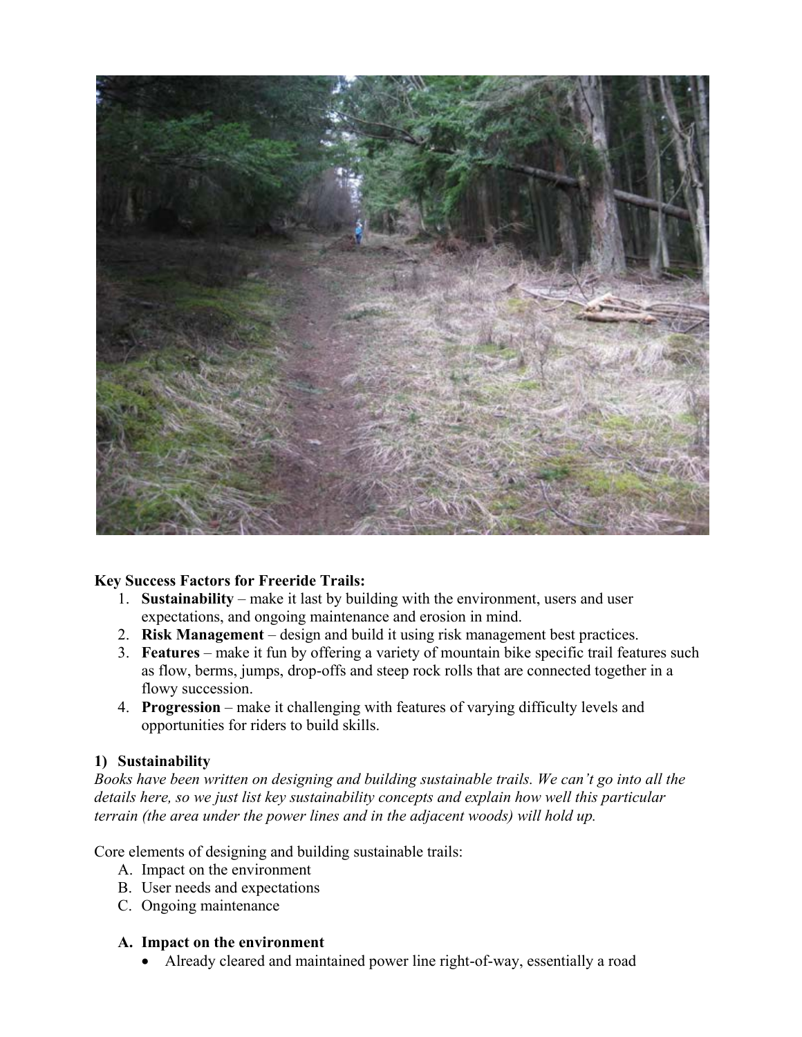**Key Success Factors for Freeride Trails:**

1. **Sustainability** – make it last by building with the environment, users and user expectations, and ongoing maintenance and erosion in mind.
2. **Risk Management** – design and build it using risk management best practices.
3. **Features** – make it fun by offering a variety of mountain bike specific trail features such as flow, berms, jumps, drop-offs and steep rock rolls that are connected together in a flowy succession.
4. **Progression** – make it challenging with features of varying difficulty levels and opportunities for riders to build skills.

**1) Sustainability**

*Books have been written on designing and building sustainable trails. We can't go into all the details here, so we just list key sustainability concepts and explain how well this particular terrain (the area under the power lines and in the adjacent woods) will hold up.*

Core elements of designing and building sustainable trails:

A. Impact on the environment
B. User needs and expectations
C. Ongoing maintenance

**A. Impact on the environment**

- Already cleared and maintained power line right-of-way, essentially a road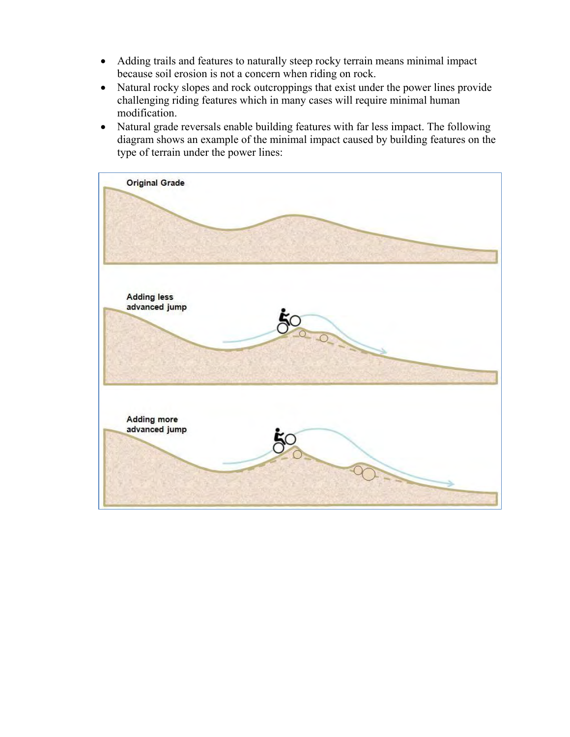- Adding trails and features to naturally steep rocky terrain means minimal impact because soil erosion is not a concern when riding on rock.
- Natural rocky slopes and rock outcroppings that exist under the power lines provide challenging riding features which in many cases will require minimal human modification.
- Natural grade reversals enable building features with far less impact. The following diagram shows an example of the minimal impact caused by building features on the type of terrain under the power lines:

Original Grade

Adding less advanced jump

Adding more advanced jump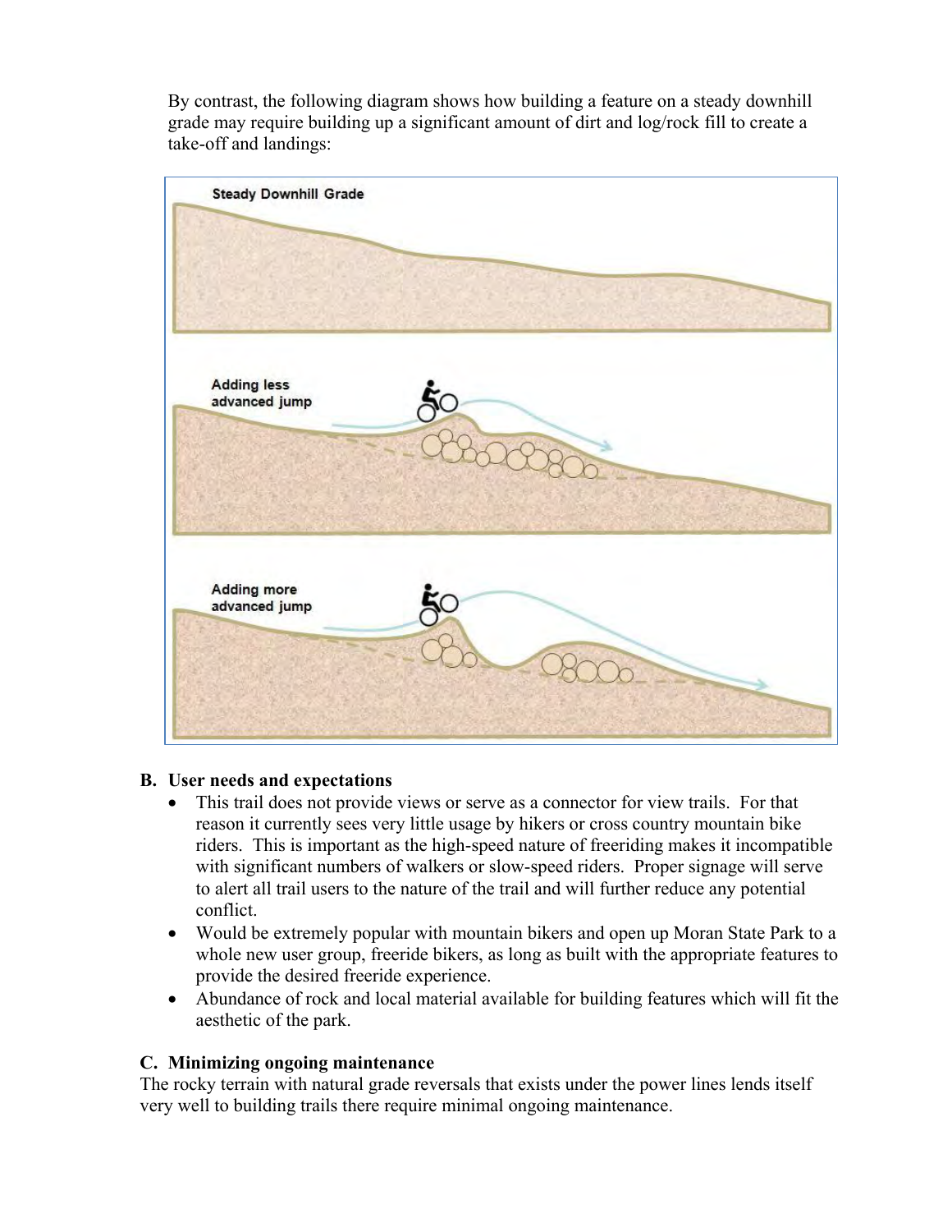By contrast, the following diagram shows how building a feature on a steady downhill grade may require building up a significant amount of dirt and log/rock fill to create a take-off and landings:

**B. User needs and expectations**

- This trail does not provide views or serve as a connector for view trails. For that reason it currently sees very little usage by hikers or cross country mountain bike riders. This is important as the high-speed nature of freeriding makes it incompatible with significant numbers of walkers or slow-speed riders. Proper signage will serve to alert all trail users to the nature of the trail and will further reduce any potential conflict.
- Would be extremely popular with mountain bikers and open up Moran State Park to a whole new user group, freeride bikers, as long as built with the appropriate features to provide the desired freeride experience.
- Abundance of rock and local material available for building features which will fit the aesthetic of the park.

**C. Minimizing ongoing maintenance**

The rocky terrain with natural grade reversals that exists under the power lines lends itself very well to building trails there require minimal ongoing maintenance.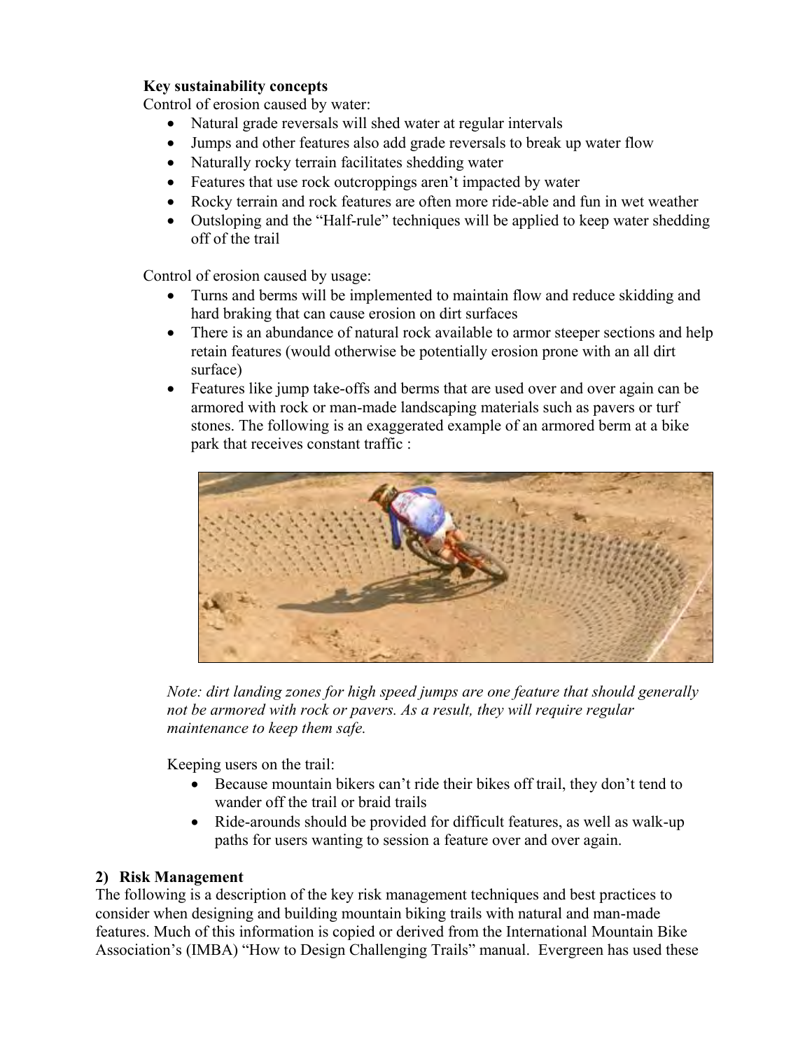**Key sustainability concepts**

Control of erosion caused by water:

- Natural grade reversals will shed water at regular intervals
- Jumps and other features also add grade reversals to break up water flow
- Naturally rocky terrain facilitates shedding water
- Features that use rock outcroppings aren't impacted by water
- Rocky terrain and rock features are often more ride-able and fun in wet weather
- Outsloping and the "Half-rule" techniques will be applied to keep water shedding off of the trail

Control of erosion caused by usage:

- Turns and berms will be implemented to maintain flow and reduce skidding and hard braking that can cause erosion on dirt surfaces
- There is an abundance of natural rock available to armor steeper sections and help retain features (would otherwise be potentially erosion prone with an all dirt surface)
- Features like jump take-offs and berms that are used over and over again can be armored with rock or man-made landscaping materials such as pavers or turf stones. The following is an exaggerated example of an armored berm at a bike park that receives constant traffic :

*Note: dirt landing zones for high speed jumps are one feature that should generally not be armored with rock or pavers. As a result, they will require regular maintenance to keep them safe.*

Keeping users on the trail:

- Because mountain bikers can't ride their bikes off trail, they don't tend to wander off the trail or braid trails
- Ride-arounds should be provided for difficult features, as well as walk-up paths for users wanting to session a feature over and over again.

## 2) Risk Management

The following is a description of the key risk management techniques and best practices to consider when designing and building mountain biking trails with natural and man-made features. Much of this information is copied or derived from the International Mountain Bike Association's (IMBA) "How to Design Challenging Trails" manual. Evergreen has used these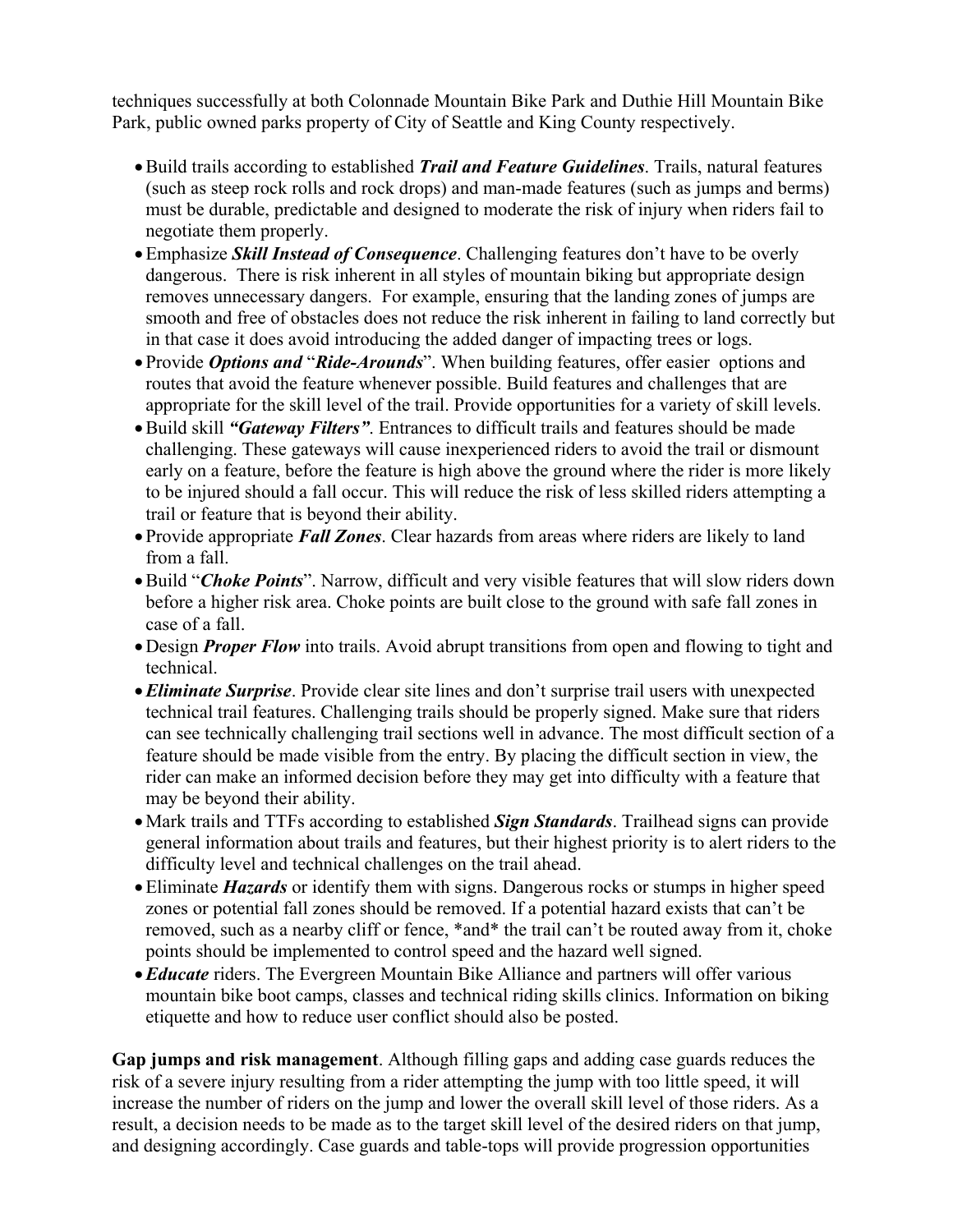techniques successfully at both Colonnade Mountain Bike Park and Duthie Hill Mountain Bike Park, public owned parks property of City of Seattle and King County respectively.

- Build trails according to established ***Trail and Feature Guidelines***. Trails, natural features (such as steep rock rolls and rock drops) and man-made features (such as jumps and berms) must be durable, predictable and designed to moderate the risk of injury when riders fail to negotiate them properly.
- Emphasize ***Skill Instead of Consequence***. Challenging features don't have to be overly dangerous. There is risk inherent in all styles of mountain biking but appropriate design removes unnecessary dangers. For example, ensuring that the landing zones of jumps are smooth and free of obstacles does not reduce the risk inherent in failing to land correctly but in that case it does avoid introducing the added danger of impacting trees or logs.
- Provide ***Options and*** "***Ride-Arounds***". When building features, offer easier options and routes that avoid the feature whenever possible. Build features and challenges that are appropriate for the skill level of the trail. Provide opportunities for a variety of skill levels.
- Build skill ***"Gateway Filters"***. Entrances to difficult trails and features should be made challenging. These gateways will cause inexperienced riders to avoid the trail or dismount early on a feature, before the feature is high above the ground where the rider is more likely to be injured should a fall occur. This will reduce the risk of less skilled riders attempting a trail or feature that is beyond their ability.
- Provide appropriate ***Fall Zones***. Clear hazards from areas where riders are likely to land from a fall.
- Build "***Choke Points***". Narrow, difficult and very visible features that will slow riders down before a higher risk area. Choke points are built close to the ground with safe fall zones in case of a fall.
- Design ***Proper Flow*** into trails. Avoid abrupt transitions from open and flowing to tight and technical.
- ***Eliminate Surprise***. Provide clear site lines and don't surprise trail users with unexpected technical trail features. Challenging trails should be properly signed. Make sure that riders can see technically challenging trail sections well in advance. The most difficult section of a feature should be made visible from the entry. By placing the difficult section in view, the rider can make an informed decision before they may get into difficulty with a feature that may be beyond their ability.
- Mark trails and TTFs according to established ***Sign Standards***. Trailhead signs can provide general information about trails and features, but their highest priority is to alert riders to the difficulty level and technical challenges on the trail ahead.
- Eliminate ***Hazards*** or identify them with signs. Dangerous rocks or stumps in higher speed zones or potential fall zones should be removed. If a potential hazard exists that can't be removed, such as a nearby cliff or fence, *and* the trail can't be routed away from it, choke points should be implemented to control speed and the hazard well signed.
- ***Educate*** riders. The Evergreen Mountain Bike Alliance and partners will offer various mountain bike boot camps, classes and technical riding skills clinics. Information on biking etiquette and how to reduce user conflict should also be posted.

**Gap jumps and risk management**. Although filling gaps and adding case guards reduces the risk of a severe injury resulting from a rider attempting the jump with too little speed, it will increase the number of riders on the jump and lower the overall skill level of those riders. As a result, a decision needs to be made as to the target skill level of the desired riders on that jump, and designing accordingly. Case guards and table-tops will provide progression opportunities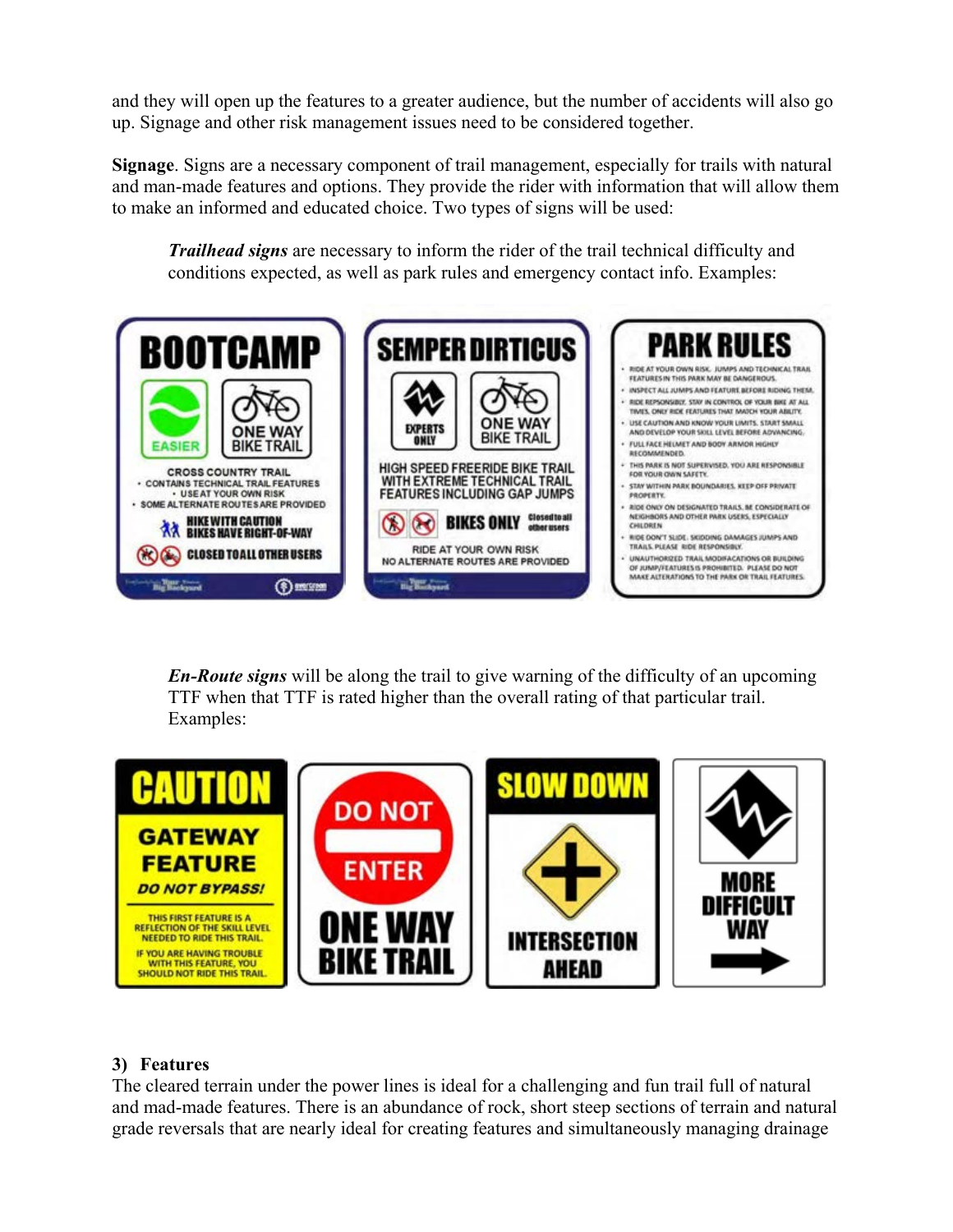and they will open up the features to a greater audience, but the number of accidents will also go up. Signage and other risk management issues need to be considered together.

**Signage**. Signs are a necessary component of trail management, especially for trails with natural and man-made features and options. They provide the rider with information that will allow them to make an informed and educated choice. Two types of signs will be used:

> ***Trailhead signs*** are necessary to inform the rider of the trail technical difficulty and conditions expected, as well as park rules and emergency contact info. Examples:

> ***En-Route signs*** will be along the trail to give warning of the difficulty of an upcoming TTF when that TTF is rated higher than the overall rating of that particular trail. Examples:

### 3) Features

The cleared terrain under the power lines is ideal for a challenging and fun trail full of natural and mad-made features. There is an abundance of rock, short steep sections of terrain and natural grade reversals that are nearly ideal for creating features and simultaneously managing drainage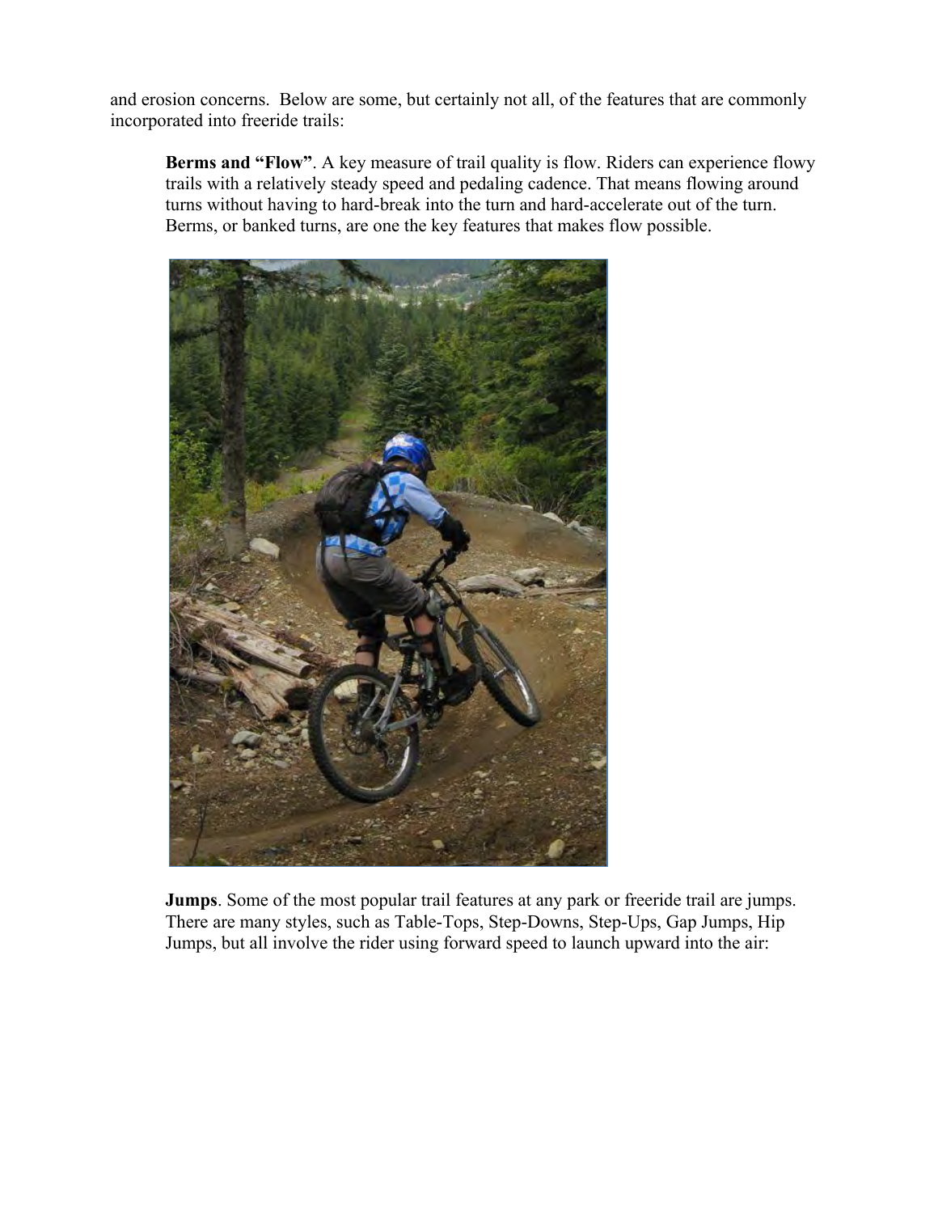and erosion concerns. Below are some, but certainly not all, of the features that are commonly incorporated into freeride trails:

**Berms and "Flow"**. A key measure of trail quality is flow. Riders can experience flowy trails with a relatively steady speed and pedaling cadence. That means flowing around turns without having to hard-break into the turn and hard-accelerate out of the turn. Berms, or banked turns, are one the key features that makes flow possible.

**Jumps**. Some of the most popular trail features at any park or freeride trail are jumps. There are many styles, such as Table-Tops, Step-Downs, Step-Ups, Gap Jumps, Hip Jumps, but all involve the rider using forward speed to launch upward into the air: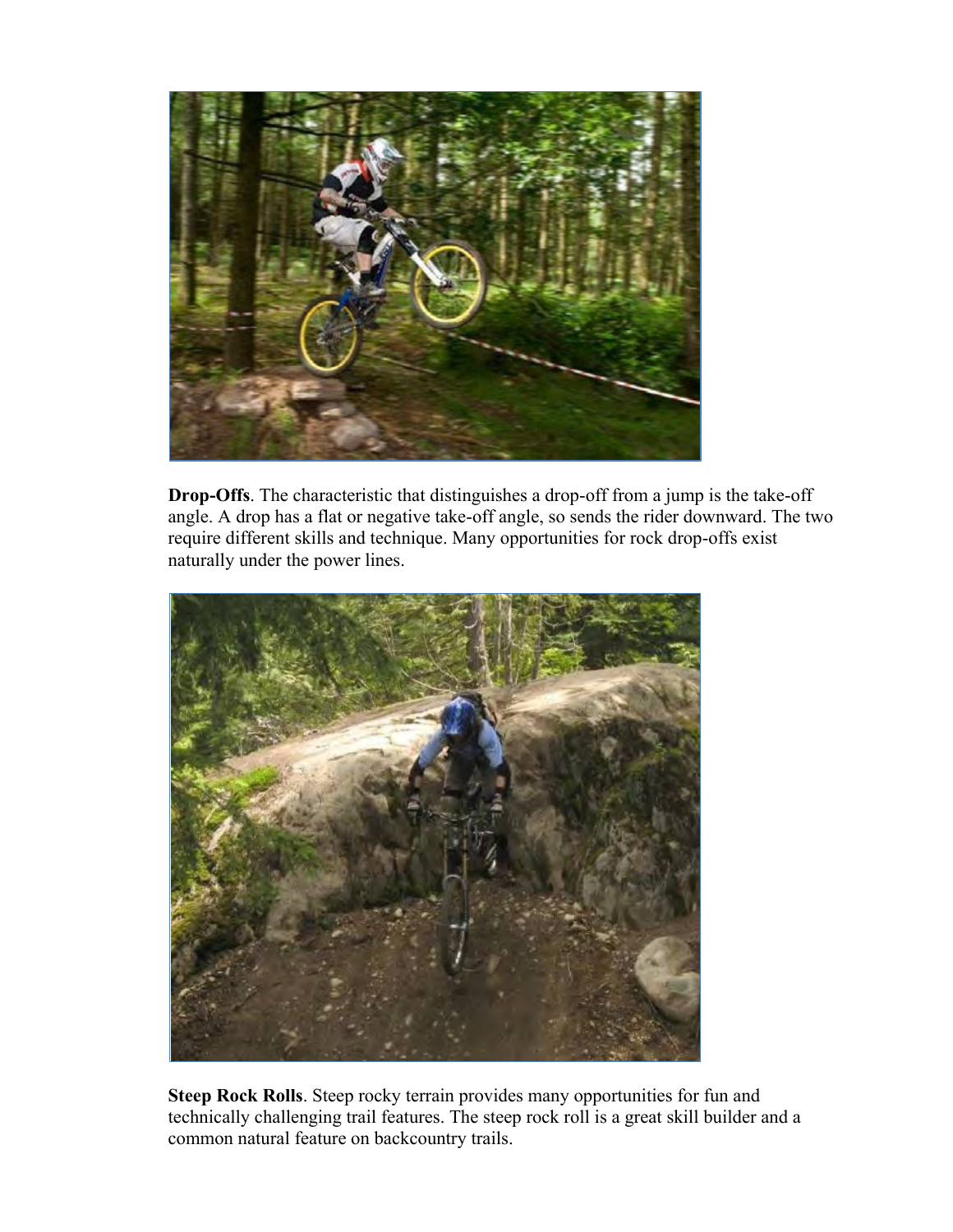**Drop-Offs**. The characteristic that distinguishes a drop-off from a jump is the take-off angle. A drop has a flat or negative take-off angle, so sends the rider downward. The two require different skills and technique. Many opportunities for rock drop-offs exist naturally under the power lines.

**Steep Rock Rolls**. Steep rocky terrain provides many opportunities for fun and technically challenging trail features. The steep rock roll is a great skill builder and a common natural feature on backcountry trails.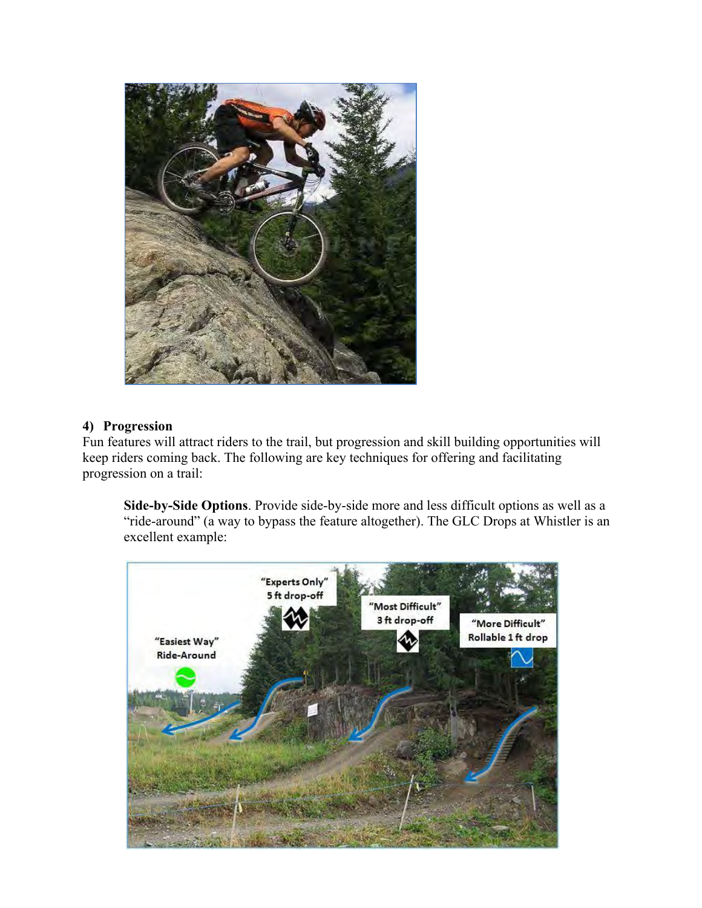**4) Progression**

Fun features will attract riders to the trail, but progression and skill building opportunities will keep riders coming back. The following are key techniques for offering and facilitating progression on a trail:

> **Side-by-Side Options**. Provide side-by-side more and less difficult options as well as a "ride-around" (a way to bypass the feature altogether). The GLC Drops at Whistler is an excellent example: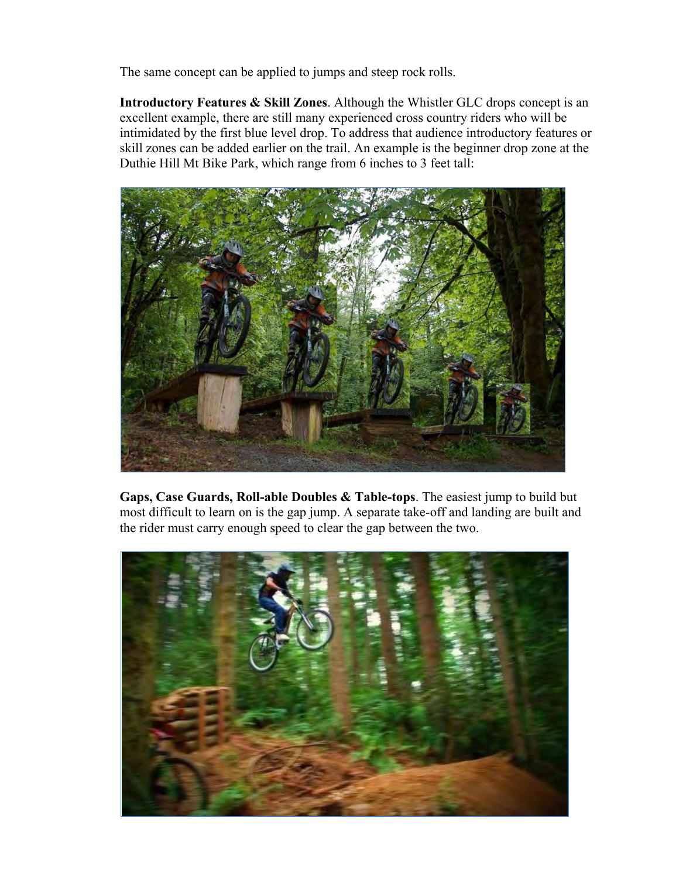The same concept can be applied to jumps and steep rock rolls.

**Introductory Features & Skill Zones**. Although the Whistler GLC drops concept is an excellent example, there are still many experienced cross country riders who will be intimidated by the first blue level drop. To address that audience introductory features or skill zones can be added earlier on the trail. An example is the beginner drop zone at the Duthie Hill Mt Bike Park, which range from 6 inches to 3 feet tall:

**Gaps, Case Guards, Roll-able Doubles & Table-tops**. The easiest jump to build but most difficult to learn on is the gap jump. A separate take-off and landing are built and the rider must carry enough speed to clear the gap between the two.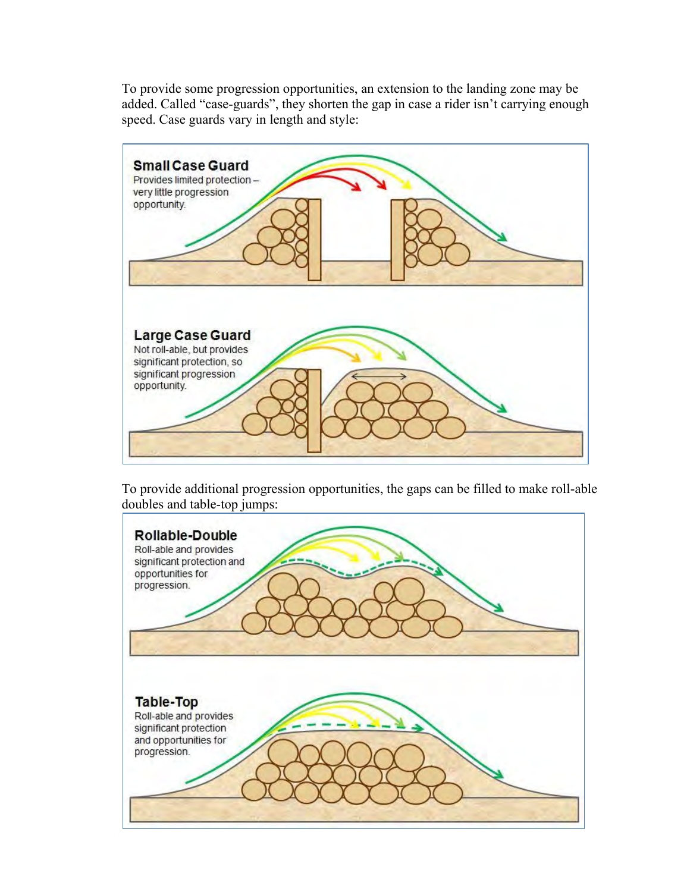To provide some progression opportunities, an extension to the landing zone may be added. Called "case-guards", they shorten the gap in case a rider isn't carrying enough speed. Case guards vary in length and style:

**Small Case Guard**
Provides limited protection – very little progression opportunity.

**Large Case Guard**
Not roll-able, but provides significant protection, so significant progression opportunity.

To provide additional progression opportunities, the gaps can be filled to make roll-able doubles and table-top jumps:

**Rollable-Double**
Roll-able and provides significant protection and opportunities for progression.

**Table-Top**
Roll-able and provides significant protection and opportunities for progression.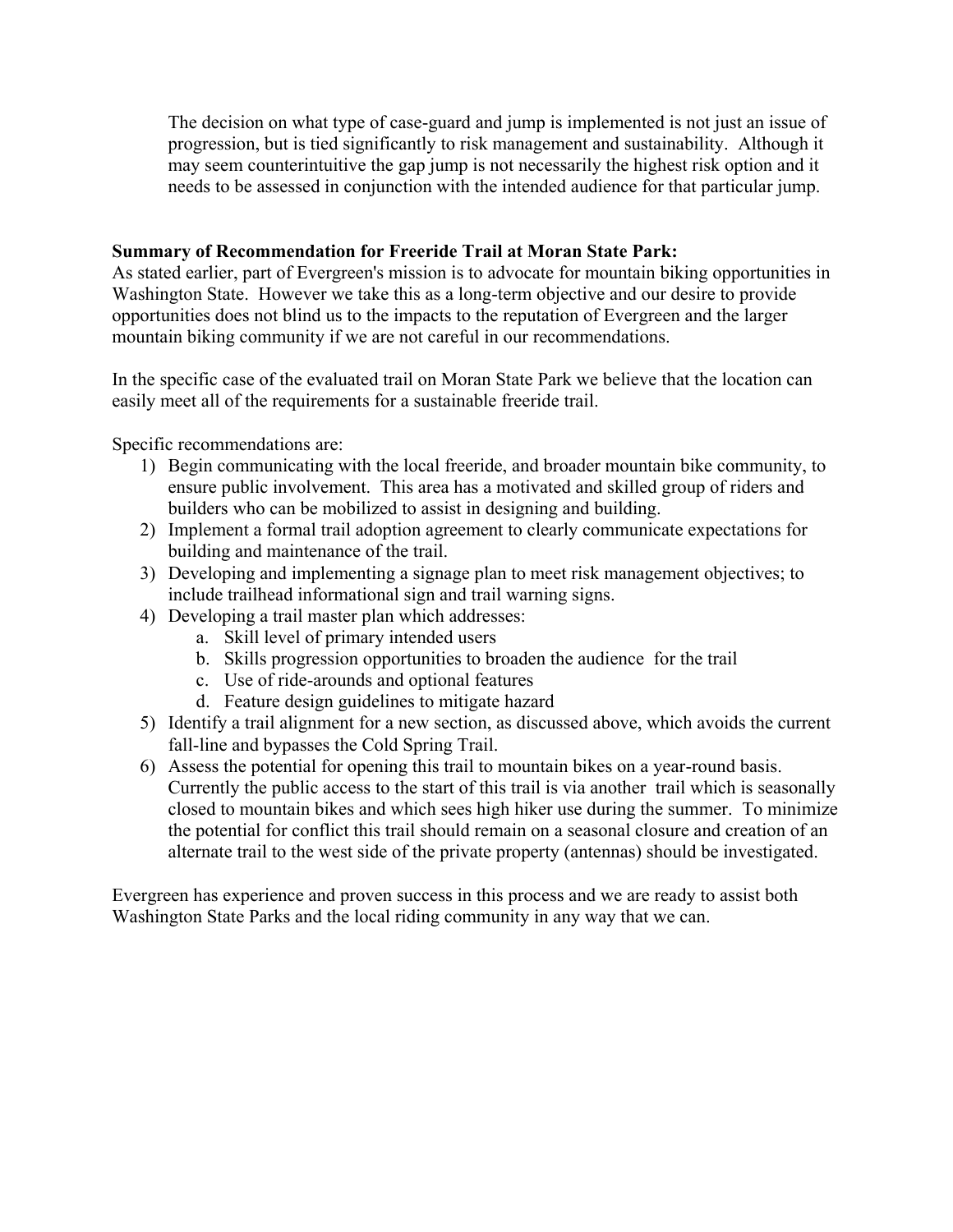The decision on what type of case-guard and jump is implemented is not just an issue of progression, but is tied significantly to risk management and sustainability. Although it may seem counterintuitive the gap jump is not necessarily the highest risk option and it needs to be assessed in conjunction with the intended audience for that particular jump.

**Summary of Recommendation for Freeride Trail at Moran State Park:**

As stated earlier, part of Evergreen's mission is to advocate for mountain biking opportunities in Washington State. However we take this as a long-term objective and our desire to provide opportunities does not blind us to the impacts to the reputation of Evergreen and the larger mountain biking community if we are not careful in our recommendations.

In the specific case of the evaluated trail on Moran State Park we believe that the location can easily meet all of the requirements for a sustainable freeride trail.

Specific recommendations are:

1) Begin communicating with the local freeride, and broader mountain bike community, to ensure public involvement. This area has a motivated and skilled group of riders and builders who can be mobilized to assist in designing and building.
2) Implement a formal trail adoption agreement to clearly communicate expectations for building and maintenance of the trail.
3) Developing and implementing a signage plan to meet risk management objectives; to include trailhead informational sign and trail warning signs.
4) Developing a trail master plan which addresses:
    a. Skill level of primary intended users
    b. Skills progression opportunities to broaden the audience for the trail
    c. Use of ride-arounds and optional features
    d. Feature design guidelines to mitigate hazard
5) Identify a trail alignment for a new section, as discussed above, which avoids the current fall-line and bypasses the Cold Spring Trail.
6) Assess the potential for opening this trail to mountain bikes on a year-round basis. Currently the public access to the start of this trail is via another trail which is seasonally closed to mountain bikes and which sees high hiker use during the summer. To minimize the potential for conflict this trail should remain on a seasonal closure and creation of an alternate trail to the west side of the private property (antennas) should be investigated.

Evergreen has experience and proven success in this process and we are ready to assist both Washington State Parks and the local riding community in any way that we can.